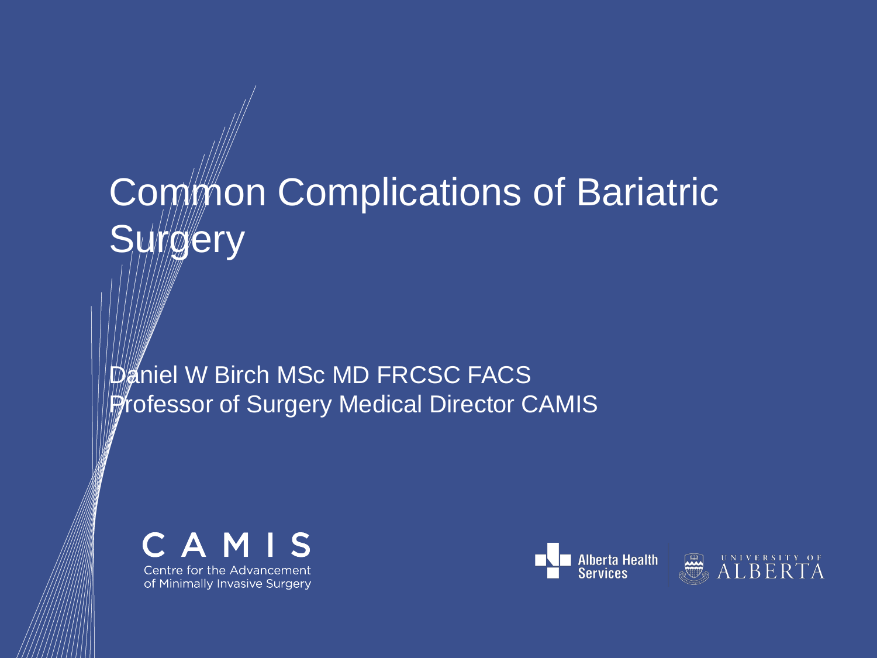# Common Complications of Bariatric Surgery

Daniel W Birch MSc MD FRCSC FACS
Professor of Surgery Medical Director CAMIS

CAMIS
Centre for the Advancement of Minimally Invasive Surgery

Alberta Health Services

UNIVERSITY OF ALBERTA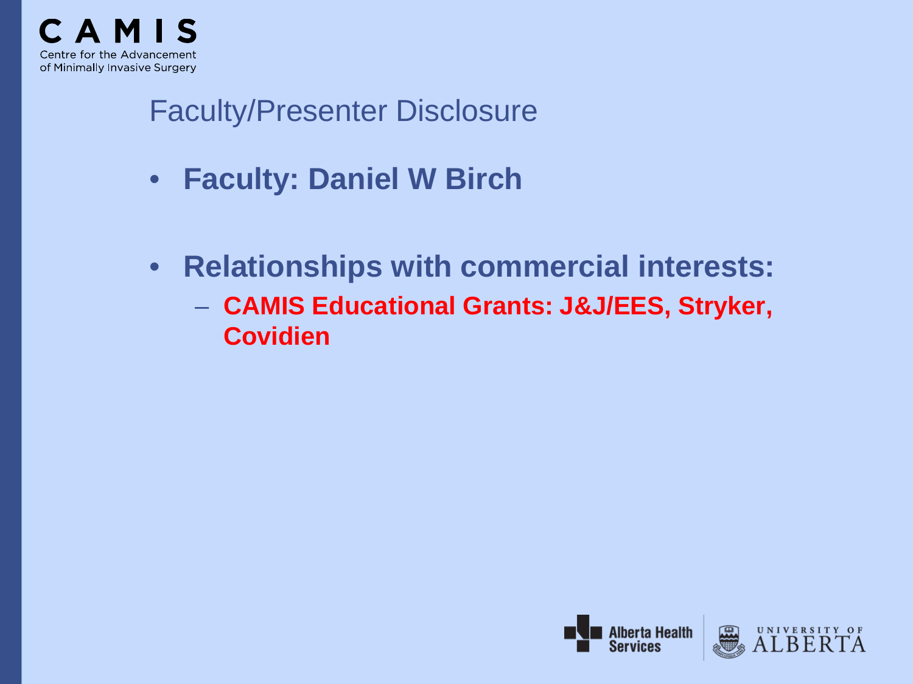# Faculty/Presenter Disclosure

- **Faculty: Daniel W Birch**

- **Relationships with commercial interests:**
  - **CAMIS Educational Grants: J&J/EES, Stryker, Covidien**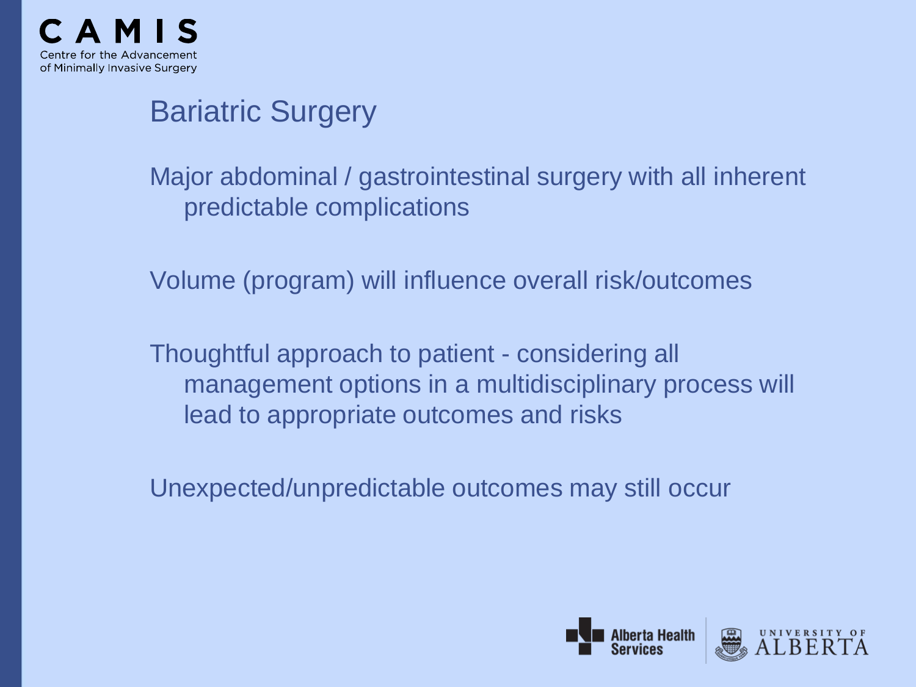## Bariatric Surgery

Major abdominal / gastrointestinal surgery with all inherent predictable complications

Volume (program) will influence overall risk/outcomes

Thoughtful approach to patient - considering all management options in a multidisciplinary process will lead to appropriate outcomes and risks

Unexpected/unpredictable outcomes may still occur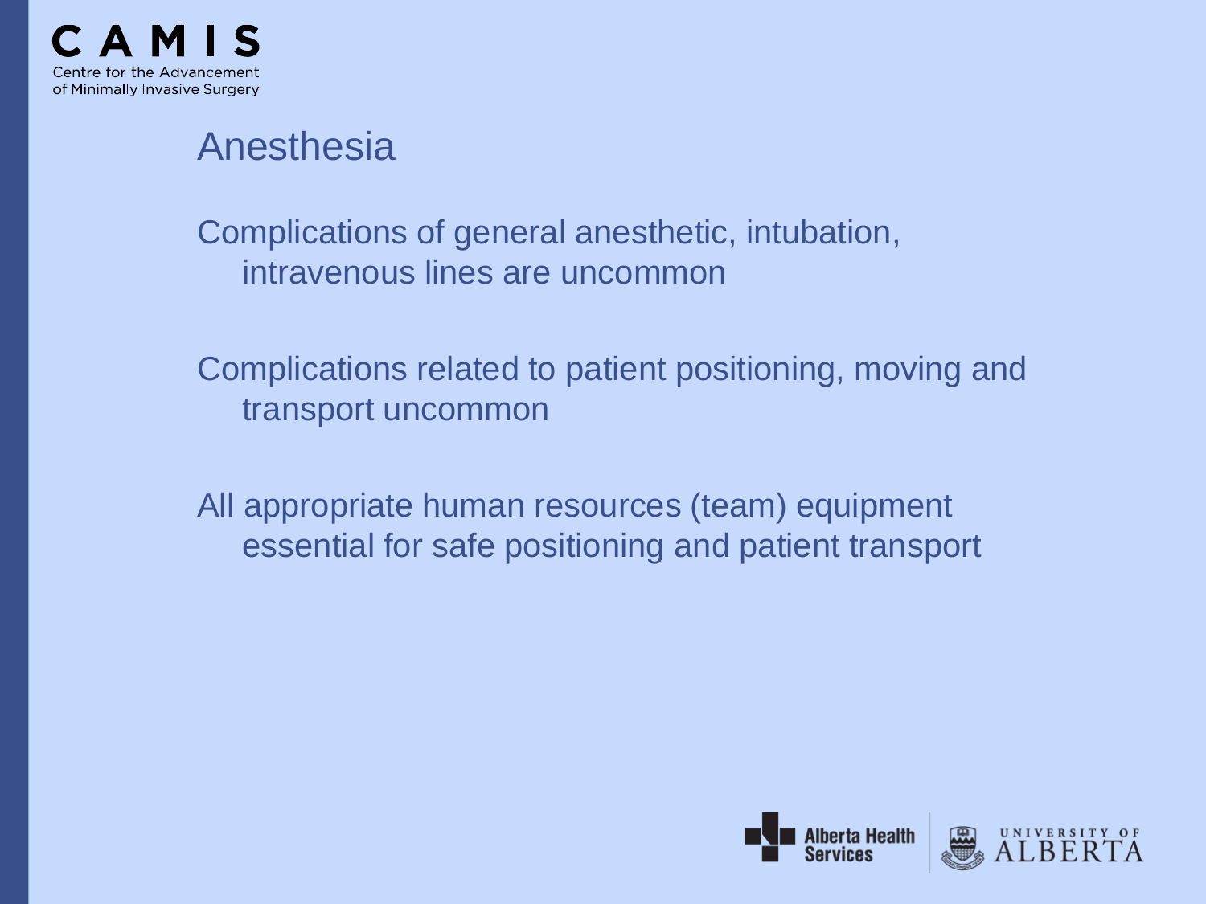## Anesthesia

Complications of general anesthetic, intubation, intravenous lines are uncommon

Complications related to patient positioning, moving and transport uncommon

All appropriate human resources (team) equipment essential for safe positioning and patient transport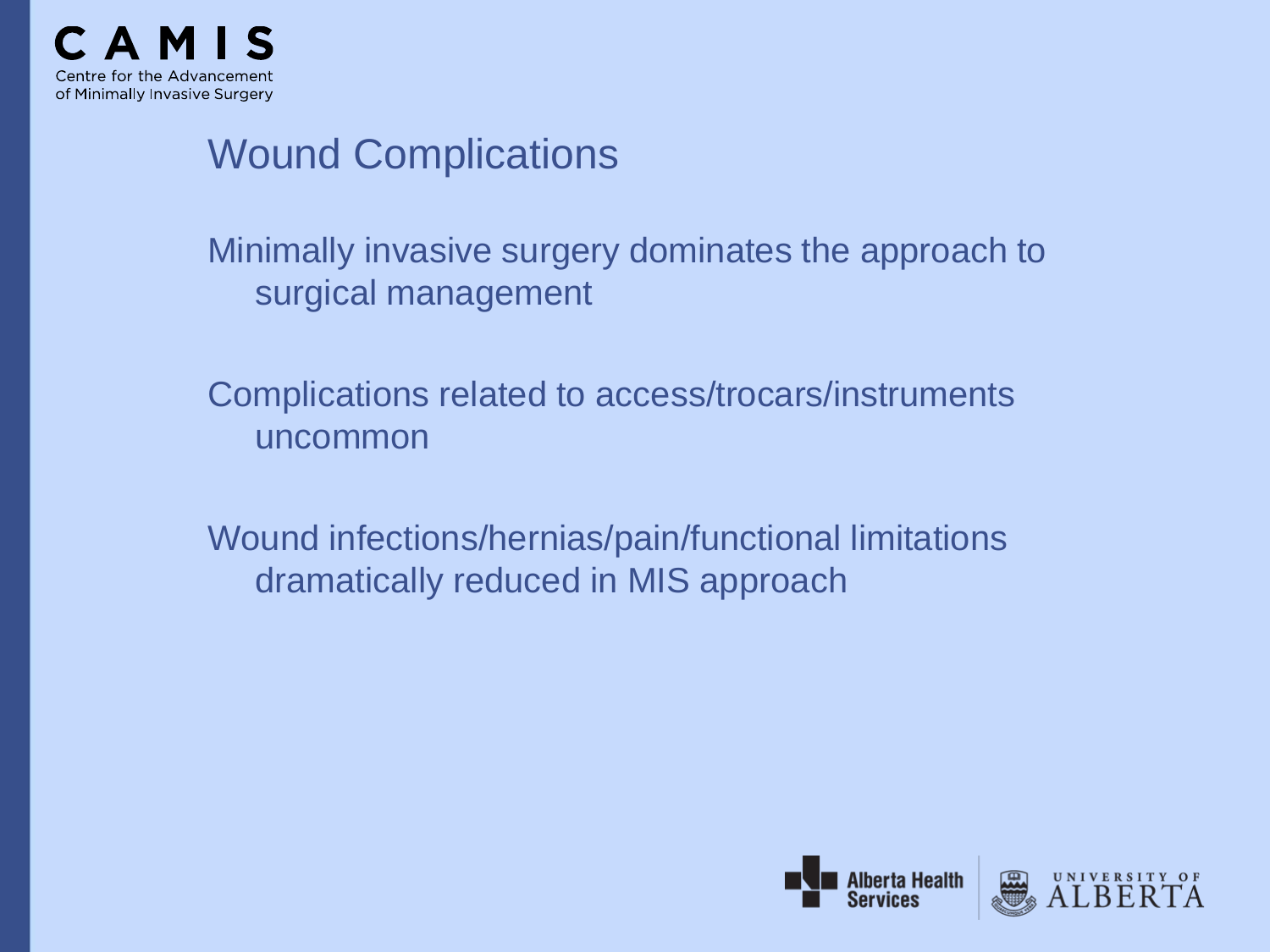## Wound Complications

Minimally invasive surgery dominates the approach to surgical management

Complications related to access/trocars/instruments uncommon

Wound infections/hernias/pain/functional limitations dramatically reduced in MIS approach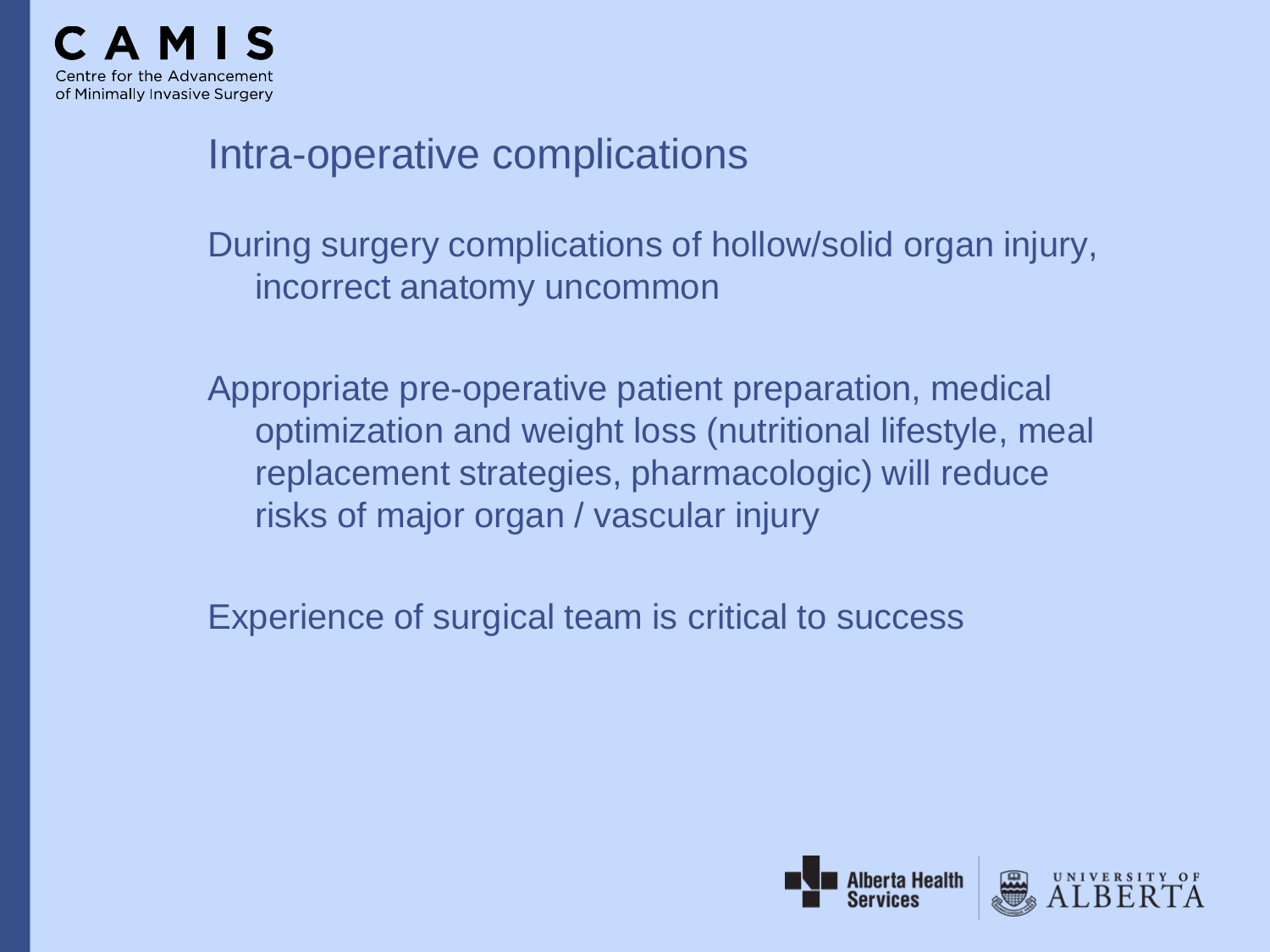# Intra-operative complications

During surgery complications of hollow/solid organ injury, incorrect anatomy uncommon

Appropriate pre-operative patient preparation, medical optimization and weight loss (nutritional lifestyle, meal replacement strategies, pharmacologic) will reduce risks of major organ / vascular injury

Experience of surgical team is critical to success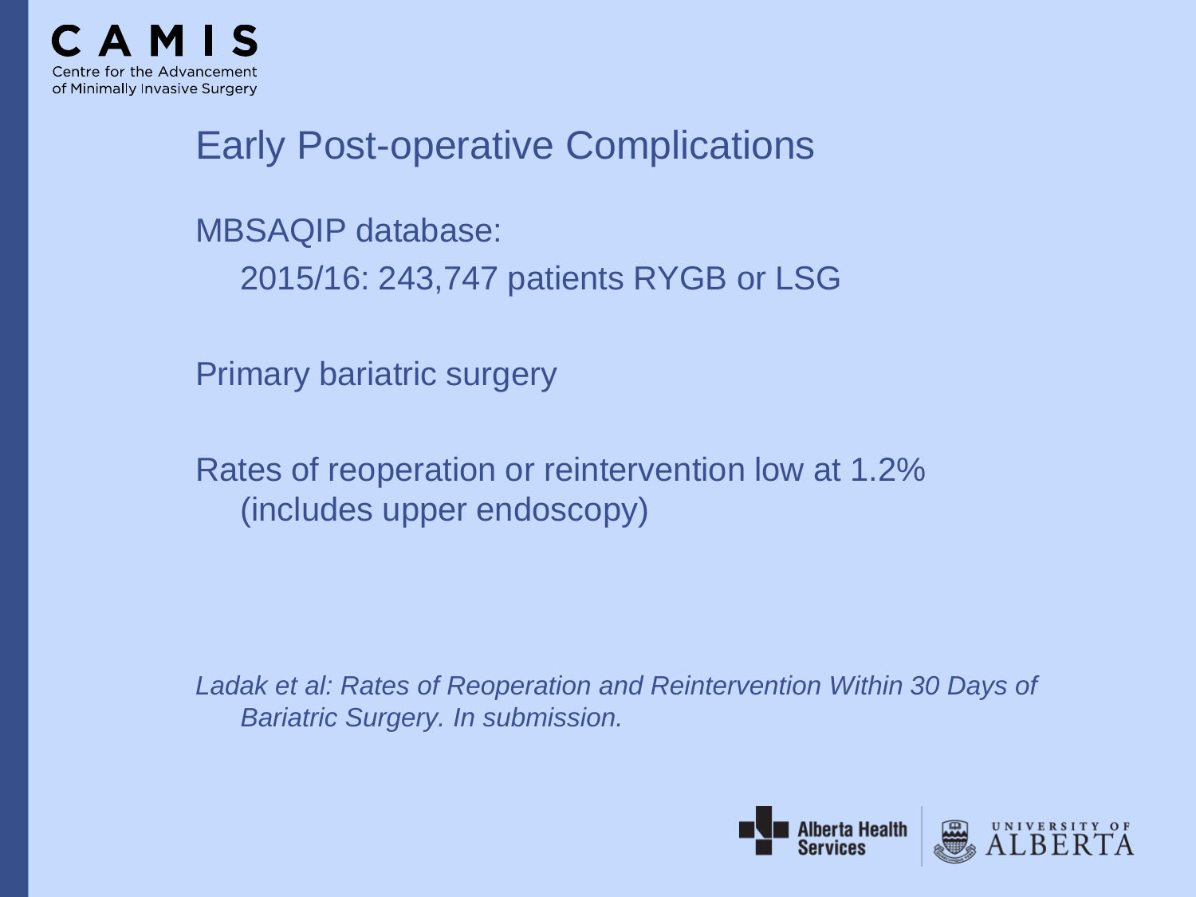# Early Post-operative Complications

MBSAQIP database:

2015/16: 243,747 patients RYGB or LSG

Primary bariatric surgery

Rates of reoperation or reintervention low at 1.2% (includes upper endoscopy)

*Ladak et al: Rates of Reoperation and Reintervention Within 30 Days of Bariatric Surgery. In submission.*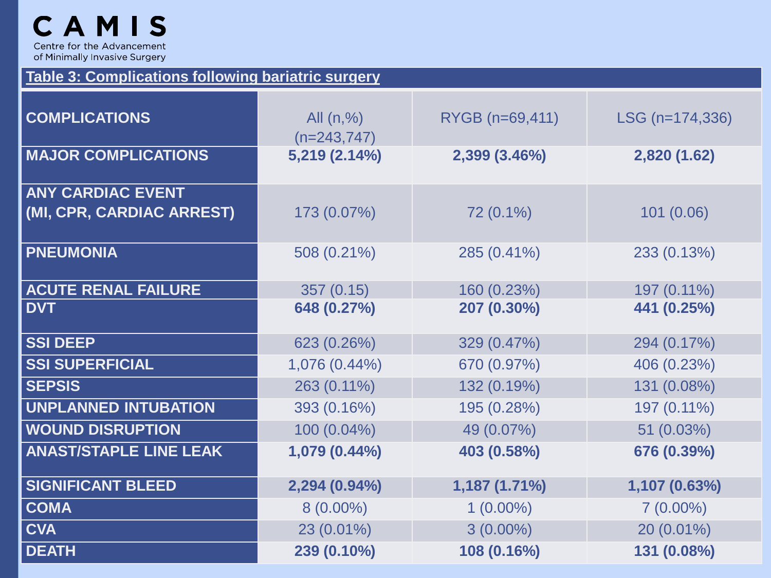**CAMIS**

Centre for the Advancement of Minimally Invasive Surgery

## Table 3: Complications following bariatric surgery

| COMPLICATIONS | All (n,%) (n=243,747) | RYGB (n=69,411) | LSG (n=174,336) |
|---|---|---|---|
| **MAJOR COMPLICATIONS** | **5,219 (2.14%)** | **2,399 (3.46%)** | **2,820 (1.62)** |
| **ANY CARDIAC EVENT (MI, CPR, CARDIAC ARREST)** | 173 (0.07%) | 72 (0.1%) | 101 (0.06) |
| **PNEUMONIA** | 508 (0.21%) | 285 (0.41%) | 233 (0.13%) |
| **ACUTE RENAL FAILURE** | 357 (0.15) | 160 (0.23%) | 197 (0.11%) |
| **DVT** | **648 (0.27%)** | **207 (0.30%)** | **441 (0.25%)** |
| **SSI DEEP** | 623 (0.26%) | 329 (0.47%) | 294 (0.17%) |
| **SSI SUPERFICIAL** | 1,076 (0.44%) | 670 (0.97%) | 406 (0.23%) |
| **SEPSIS** | 263 (0.11%) | 132 (0.19%) | 131 (0.08%) |
| **UNPLANNED INTUBATION** | 393 (0.16%) | 195 (0.28%) | 197 (0.11%) |
| **WOUND DISRUPTION** | 100 (0.04%) | 49 (0.07%) | 51 (0.03%) |
| **ANAST/STAPLE LINE LEAK** | **1,079 (0.44%)** | **403 (0.58%)** | **676 (0.39%)** |
| **SIGNIFICANT BLEED** | **2,294 (0.94%)** | **1,187 (1.71%)** | **1,107 (0.63%)** |
| **COMA** | 8 (0.00%) | 1 (0.00%) | 7 (0.00%) |
| **CVA** | 23 (0.01%) | 3 (0.00%) | 20 (0.01%) |
| **DEATH** | **239 (0.10%)** | **108 (0.16%)** | **131 (0.08%)** |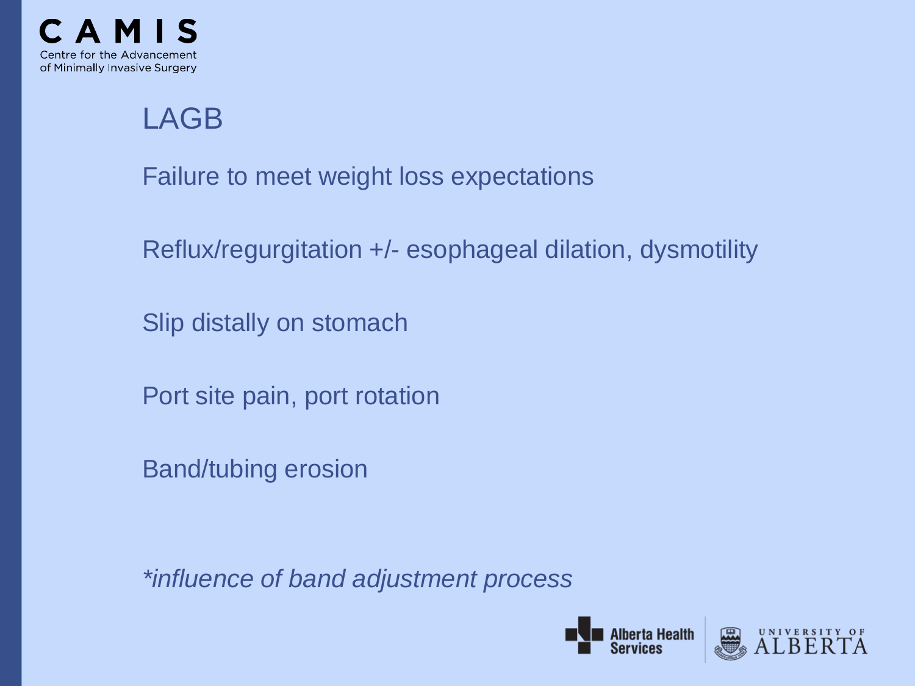# LAGB

Failure to meet weight loss expectations

Reflux/regurgitation +/- esophageal dilation, dysmotility

Slip distally on stomach

Port site pain, port rotation

Band/tubing erosion

*\*influence of band adjustment process*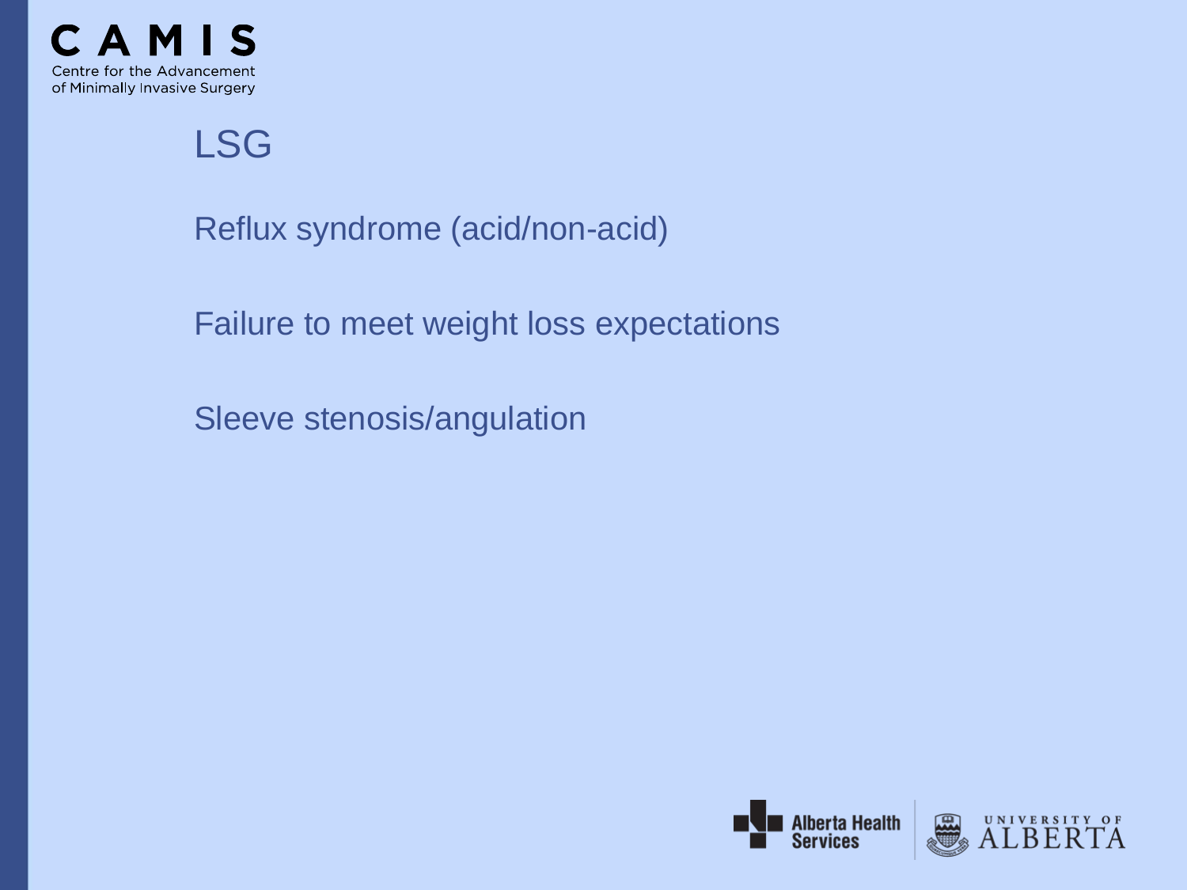# LSG

Reflux syndrome (acid/non-acid)

Failure to meet weight loss expectations

Sleeve stenosis/angulation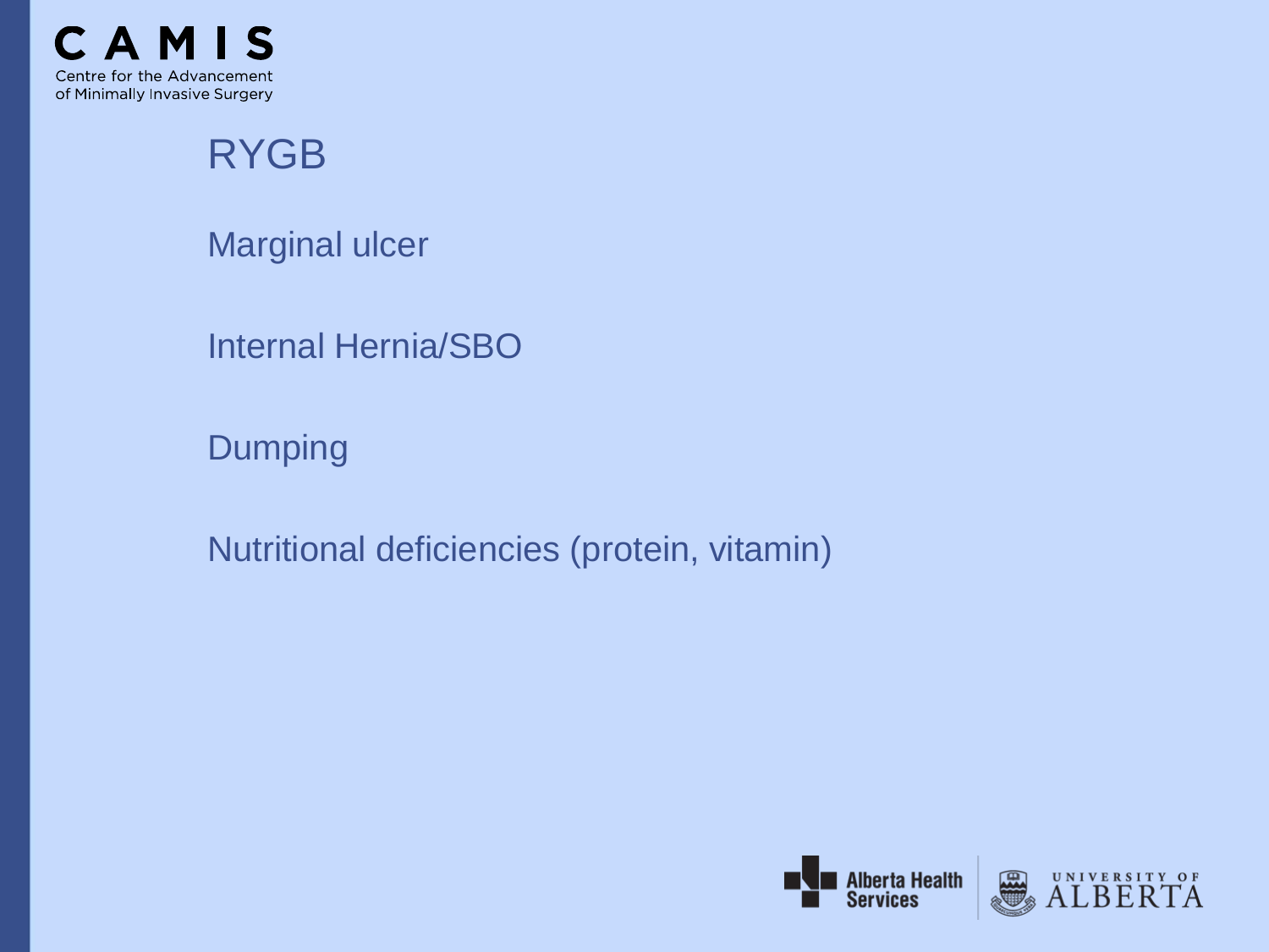# RYGB

Marginal ulcer

Internal Hernia/SBO

Dumping

Nutritional deficiencies (protein, vitamin)